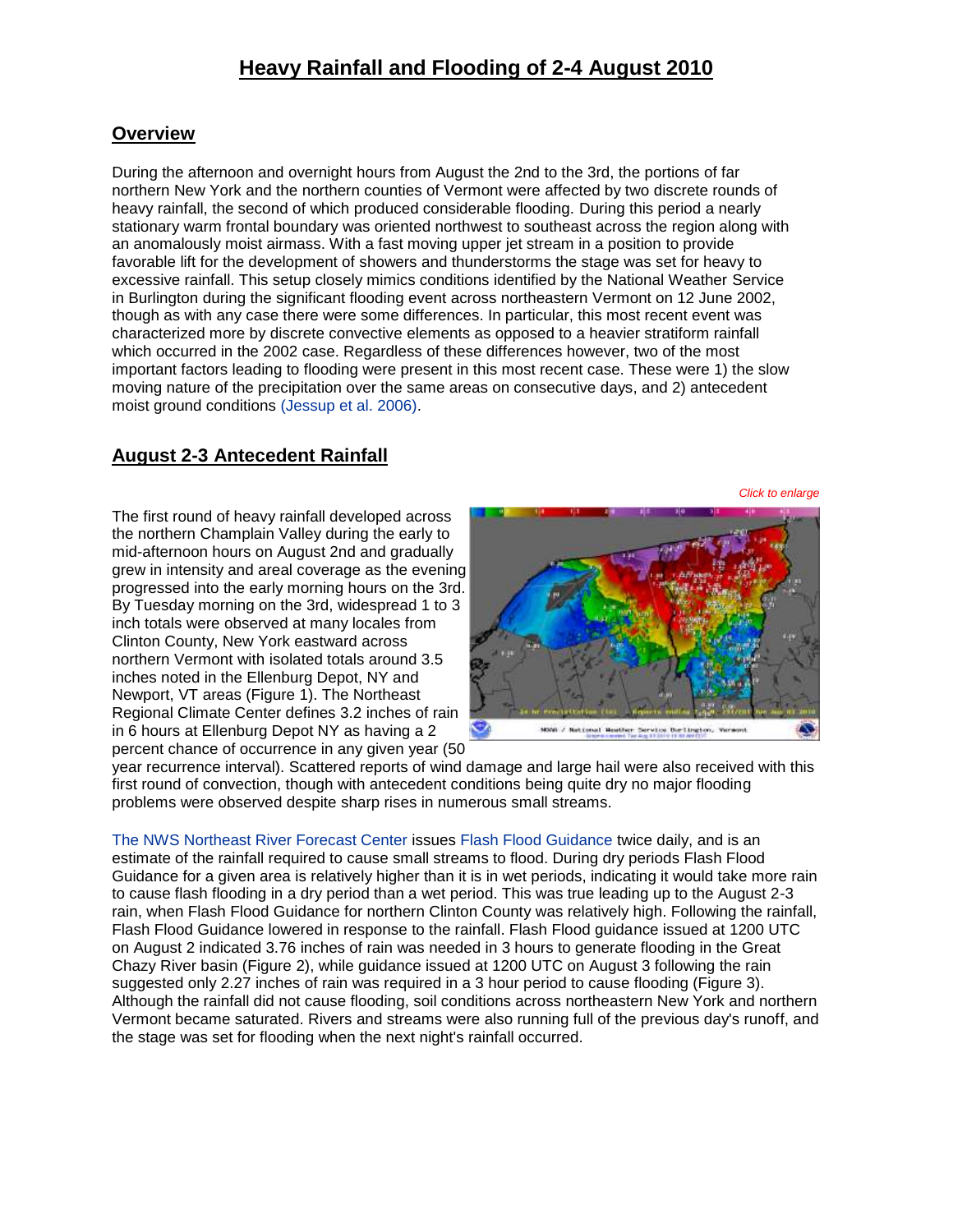# Heavy Rainfall and Flooding of 2-4 August 2010

## Overview

During the afternoon and overnight hours from August the 2nd to the 3rd, the portions of far northern New York and the northern counties of Vermont were affected by two discrete rounds of heavy rainfall, the second of which produced considerable flooding. During this period a nearly stationary warm frontal boundary was oriented northwest to southeast across the region along with an anomalously moist airmass. With a fast moving upper jet stream in a position to provide favorable lift for the development of showers and thunderstorms the stage was set for heavy to excessive rainfall. This setup closely mimics conditions identified by the National Weather Service in Burlington during the significant flooding event across northeastern Vermont on 12 June 2002, though as with any case there were some differences. In particular, this most recent event was characterized more by discrete convective elements as opposed to a heavier stratiform rainfall which occurred in the 2002 case. Regardless of these differences however, two of the most important factors leading to flooding were present in this most recent case. These were 1) the slow moving nature of the precipitation over the same areas on consecutive days, and 2) antecedent moist ground conditions (Jessup et al. 2006).

## August 2-3 Antecedent Rainfall

*Click to enlarge*

The first round of heavy rainfall developed across the northern Champlain Valley during the early to mid-afternoon hours on August 2nd and gradually grew in intensity and areal coverage as the evening progressed into the early morning hours on the 3rd. By Tuesday morning on the 3rd, widespread 1 to 3 inch totals were observed at many locales from Clinton County, New York eastward across northern Vermont with isolated totals around 3.5 inches noted in the Ellenburg Depot, NY and Newport, VT areas (Figure 1). The Northeast Regional Climate Center defines 3.2 inches of rain in 6 hours at Ellenburg Depot NY as having a 2 percent chance of occurrence in any given year (50 year recurrence interval). Scattered reports of wind damage and large hail were also received with this first round of convection, though with antecedent conditions being quite dry no major flooding problems were observed despite sharp rises in numerous small streams.

The NWS Northeast River Forecast Center issues Flash Flood Guidance twice daily, and is an estimate of the rainfall required to cause small streams to flood. During dry periods Flash Flood Guidance for a given area is relatively higher than it is in wet periods, indicating it would take more rain to cause flash flooding in a dry period than a wet period. This was true leading up to the August 2-3 rain, when Flash Flood Guidance for northern Clinton County was relatively high. Following the rainfall, Flash Flood Guidance lowered in response to the rainfall. Flash Flood guidance issued at 1200 UTC on August 2 indicated 3.76 inches of rain was needed in 3 hours to generate flooding in the Great Chazy River basin (Figure 2), while guidance issued at 1200 UTC on August 3 following the rain suggested only 2.27 inches of rain was required in a 3 hour period to cause flooding (Figure 3). Although the rainfall did not cause flooding, soil conditions across northeastern New York and northern Vermont became saturated. Rivers and streams were also running full of the previous day's runoff, and the stage was set for flooding when the next night's rainfall occurred.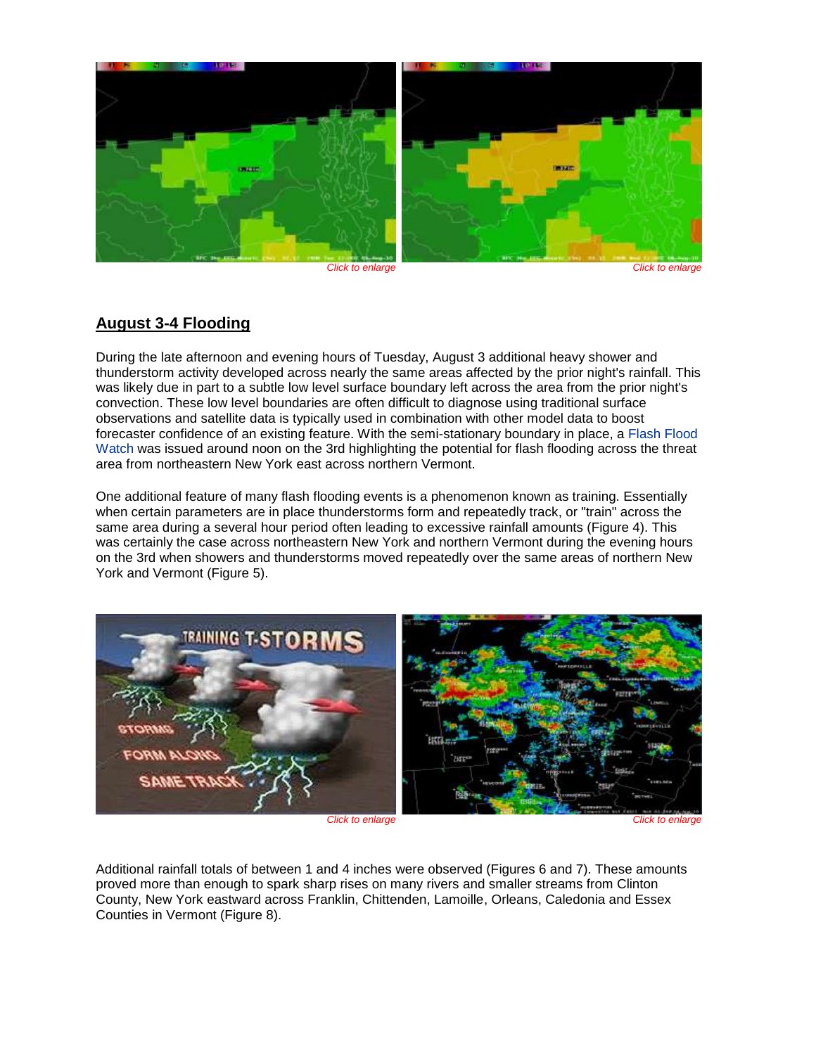Click to enlarge

Click to enlarge

## August 3-4 Flooding

During the late afternoon and evening hours of Tuesday, August 3 additional heavy shower and thunderstorm activity developed across nearly the same areas affected by the prior night's rainfall. This was likely due in part to a subtle low level surface boundary left across the area from the prior night's convection. These low level boundaries are often difficult to diagnose using traditional surface observations and satellite data is typically used in combination with other model data to boost forecaster confidence of an existing feature. With the semi-stationary boundary in place, a Flash Flood Watch was issued around noon on the 3rd highlighting the potential for flash flooding across the threat area from northeastern New York east across northern Vermont.

One additional feature of many flash flooding events is a phenomenon known as training. Essentially when certain parameters are in place thunderstorms form and repeatedly track, or "train" across the same area during a several hour period often leading to excessive rainfall amounts (Figure 4). This was certainly the case across northeastern New York and northern Vermont during the evening hours on the 3rd when showers and thunderstorms moved repeatedly over the same areas of northern New York and Vermont (Figure 5).

Click to enlarge

Click to enlarge

Additional rainfall totals of between 1 and 4 inches were observed (Figures 6 and 7). These amounts proved more than enough to spark sharp rises on many rivers and smaller streams from Clinton County, New York eastward across Franklin, Chittenden, Lamoille, Orleans, Caledonia and Essex Counties in Vermont (Figure 8).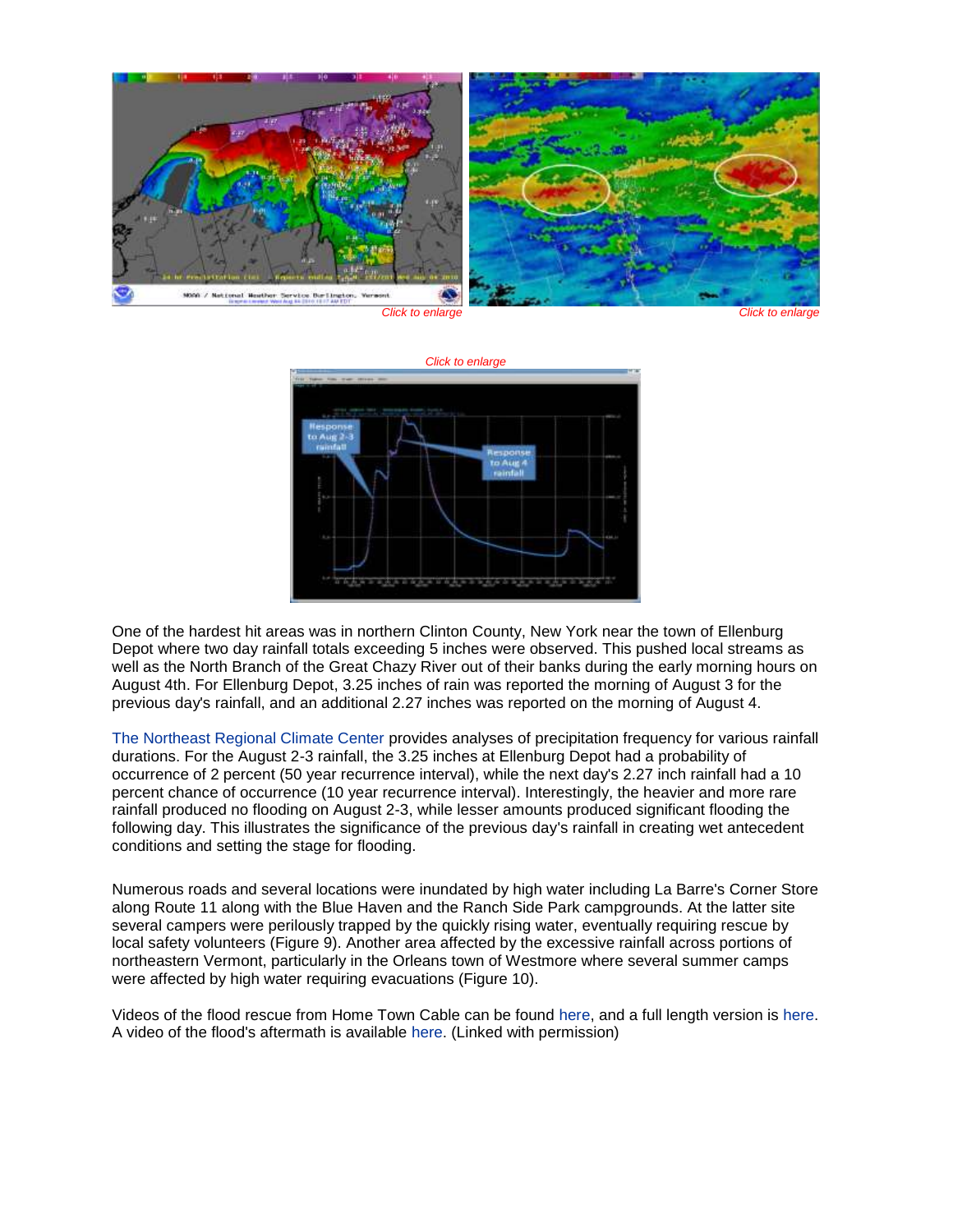Click to enlarge

Click to enlarge

Click to enlarge

Response to Aug 2-3 rainfall

Response to Aug 4 rainfall

One of the hardest hit areas was in northern Clinton County, New York near the town of Ellenburg Depot where two day rainfall totals exceeding 5 inches were observed. This pushed local streams as well as the North Branch of the Great Chazy River out of their banks during the early morning hours on August 4th. For Ellenburg Depot, 3.25 inches of rain was reported the morning of August 3 for the previous day's rainfall, and an additional 2.27 inches was reported on the morning of August 4.

The Northeast Regional Climate Center provides analyses of precipitation frequency for various rainfall durations. For the August 2-3 rainfall, the 3.25 inches at Ellenburg Depot had a probability of occurrence of 2 percent (50 year recurrence interval), while the next day's 2.27 inch rainfall had a 10 percent chance of occurrence (10 year recurrence interval). Interestingly, the heavier and more rare rainfall produced no flooding on August 2-3, while lesser amounts produced significant flooding the following day. This illustrates the significance of the previous day's rainfall in creating wet antecedent conditions and setting the stage for flooding.

Numerous roads and several locations were inundated by high water including La Barre's Corner Store along Route 11 along with the Blue Haven and the Ranch Side Park campgrounds. At the latter site several campers were perilously trapped by the quickly rising water, eventually requiring rescue by local safety volunteers (Figure 9). Another area affected by the excessive rainfall across portions of northeastern Vermont, particularly in the Orleans town of Westmore where several summer camps were affected by high water requiring evacuations (Figure 10).

Videos of the flood rescue from Home Town Cable can be found here, and a full length version is here. A video of the flood's aftermath is available here. (Linked with permission)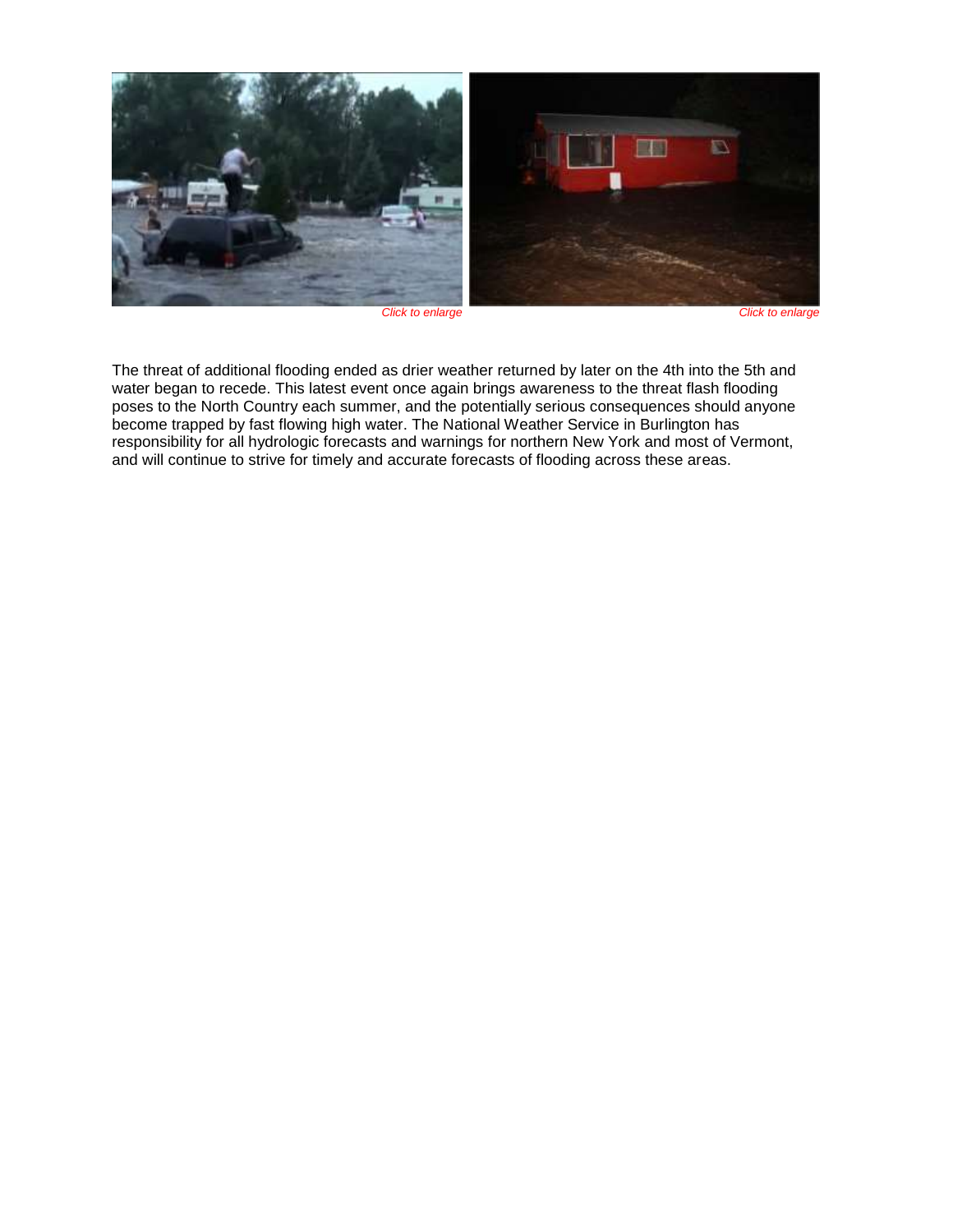Click to enlarge

Click to enlarge

The threat of additional flooding ended as drier weather returned by later on the 4th into the 5th and water began to recede. This latest event once again brings awareness to the threat flash flooding poses to the North Country each summer, and the potentially serious consequences should anyone become trapped by fast flowing high water. The National Weather Service in Burlington has responsibility for all hydrologic forecasts and warnings for northern New York and most of Vermont, and will continue to strive for timely and accurate forecasts of flooding across these areas.